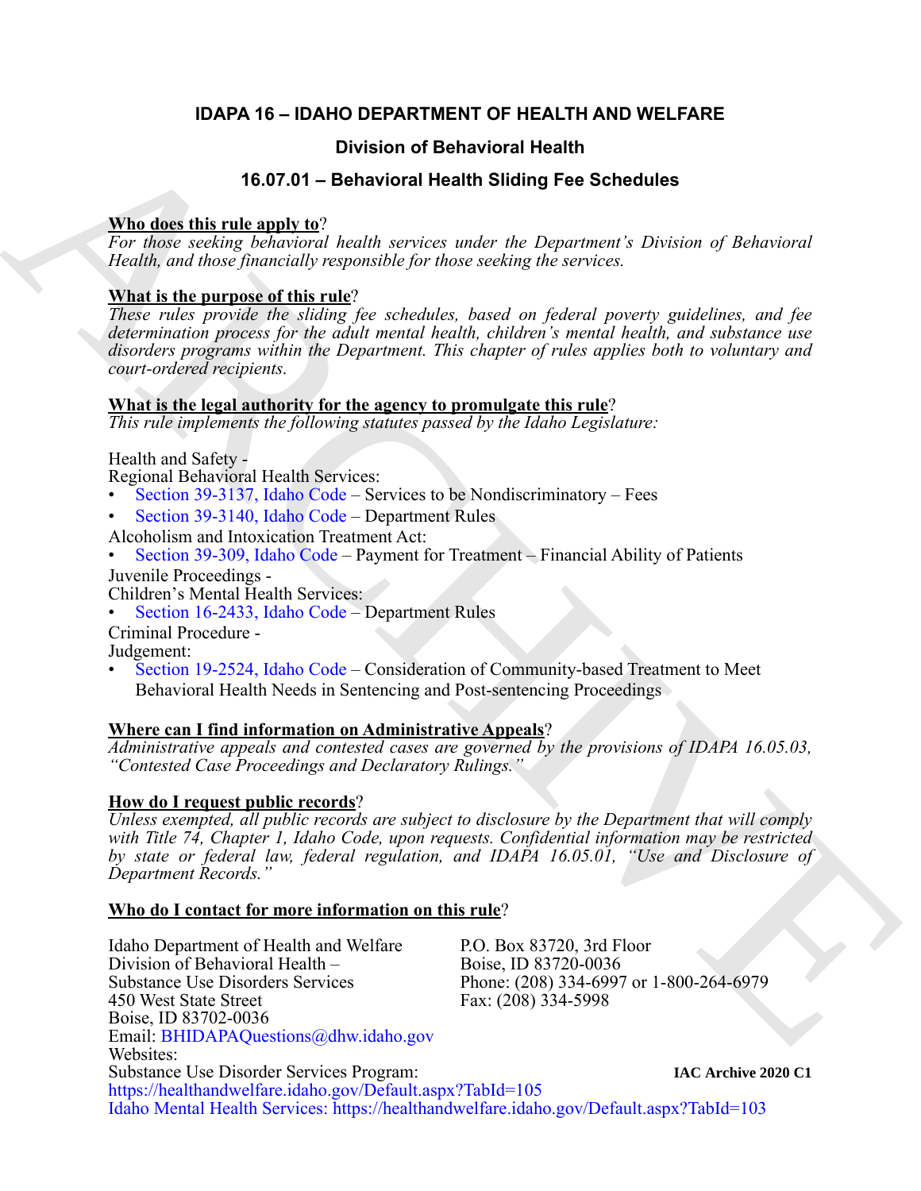# IDAPA 16 – IDAHO DEPARTMENT OF HEALTH AND WELFARE

## Division of Behavioral Health

## 16.07.01 – Behavioral Health Sliding Fee Schedules

**Who does this rule apply to?**

*For those seeking behavioral health services under the Department's Division of Behavioral Health, and those financially responsible for those seeking the services.*

**What is the purpose of this rule?**

*These rules provide the sliding fee schedules, based on federal poverty guidelines, and fee determination process for the adult mental health, children's mental health, and substance use disorders programs within the Department. This chapter of rules applies both to voluntary and court-ordered recipients.*

**What is the legal authority for the agency to promulgate this rule?**

*This rule implements the following statutes passed by the Idaho Legislature:*

Health and Safety -
Regional Behavioral Health Services:
- Section 39-3137, Idaho Code – Services to be Nondiscriminatory – Fees
- Section 39-3140, Idaho Code – Department Rules

Alcoholism and Intoxication Treatment Act:
- Section 39-309, Idaho Code – Payment for Treatment – Financial Ability of Patients

Juvenile Proceedings -
Children's Mental Health Services:
- Section 16-2433, Idaho Code – Department Rules

Criminal Procedure -
Judgement:
- Section 19-2524, Idaho Code – Consideration of Community-based Treatment to Meet Behavioral Health Needs in Sentencing and Post-sentencing Proceedings

**Where can I find information on Administrative Appeals?**

*Administrative appeals and contested cases are governed by the provisions of IDAPA 16.05.03, "Contested Case Proceedings and Declaratory Rulings."*

**How do I request public records?**

*Unless exempted, all public records are subject to disclosure by the Department that will comply with Title 74, Chapter 1, Idaho Code, upon requests. Confidential information may be restricted by state or federal law, federal regulation, and IDAPA 16.05.01, "Use and Disclosure of Department Records."*

**Who do I contact for more information on this rule?**

Idaho Department of Health and Welfare
Division of Behavioral Health –
Substance Use Disorders Services
450 West State Street
Boise, ID 83702-0036

P.O. Box 83720, 3rd Floor
Boise, ID 83720-0036
Phone: (208) 334-6997 or 1-800-264-6979
Fax: (208) 334-5998

Email: BHIDAPAQuestions@dhw.idaho.gov

Websites:
Substance Use Disorder Services Program:
https://healthandwelfare.idaho.gov/Default.aspx?TabId=105
Idaho Mental Health Services: https://healthandwelfare.idaho.gov/Default.aspx?TabId=103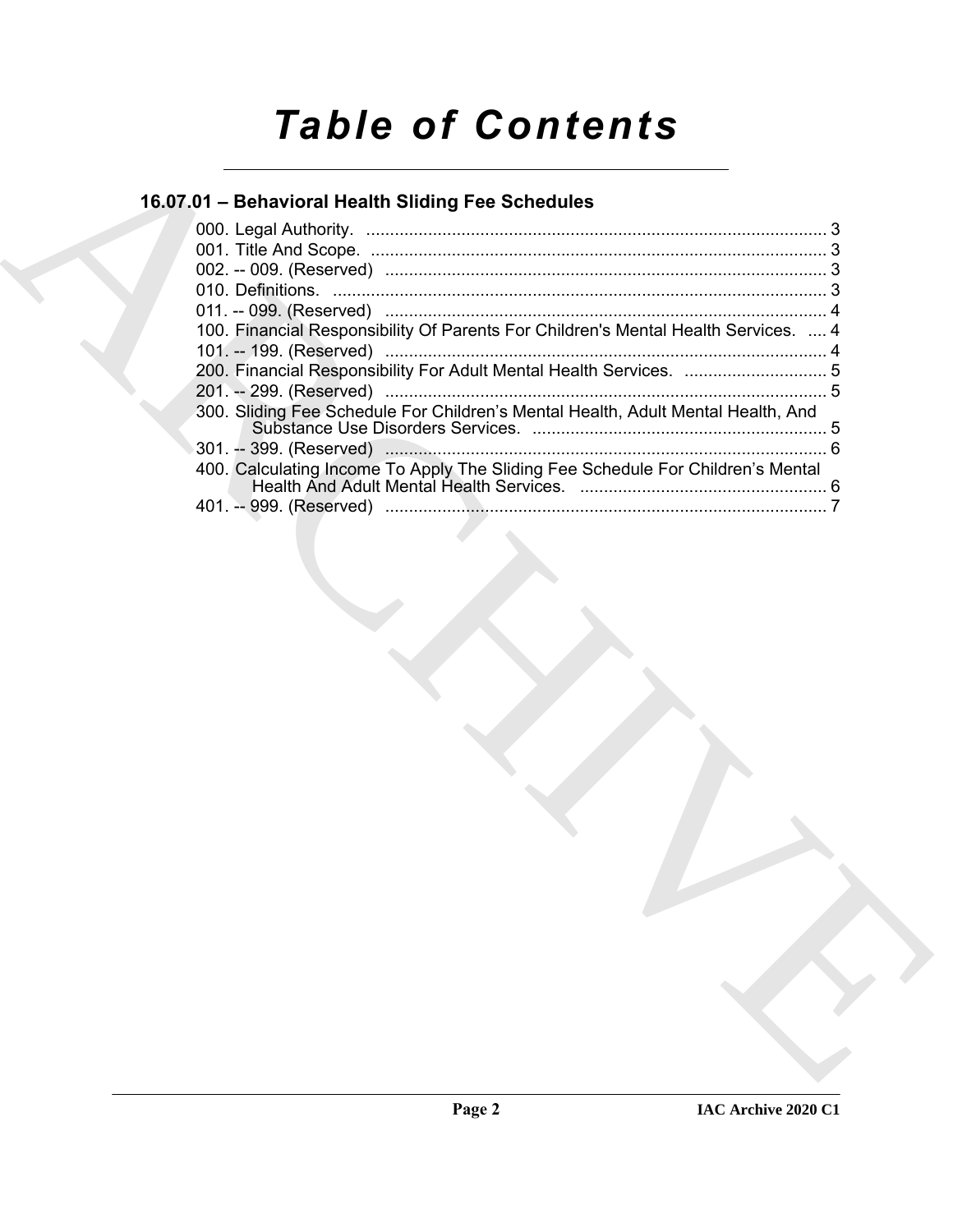# *Table of Contents*

## 16.07.01 – Behavioral Health Sliding Fee Schedules

000. Legal Authority. ........................................................................................ 3
001. Title And Scope. ........................................................................................ 3
002. -- 009. (Reserved) ........................................................................................ 3
010. Definitions. ........................................................................................ 3
011. -- 099. (Reserved) ........................................................................................ 4
100. Financial Responsibility Of Parents For Children's Mental Health Services. .... 4
101. -- 199. (Reserved) ........................................................................................ 4
200. Financial Responsibility For Adult Mental Health Services. .............................. 5
201. -- 299. (Reserved) ........................................................................................ 5
300. Sliding Fee Schedule For Children's Mental Health, Adult Mental Health, And Substance Use Disorders Services. ........................................................................ 5
301. -- 399. (Reserved) ........................................................................................ 6
400. Calculating Income To Apply The Sliding Fee Schedule For Children's Mental Health And Adult Mental Health Services. .................................................... 6
401. -- 999. (Reserved) ........................................................................................ 7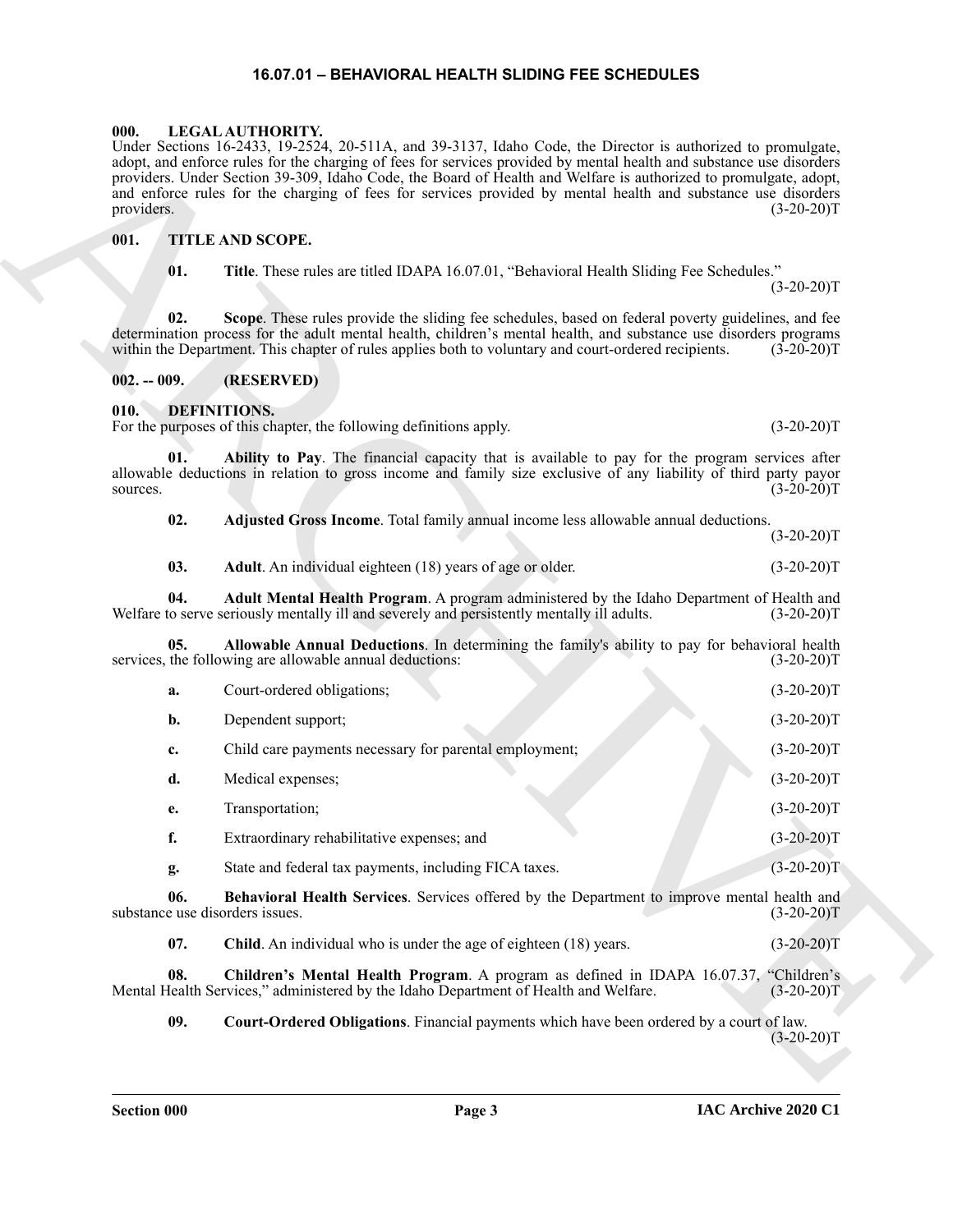# 16.07.01 – BEHAVIORAL HEALTH SLIDING FEE SCHEDULES

## 000. LEGAL AUTHORITY.

Under Sections 16-2433, 19-2524, 20-511A, and 39-3137, Idaho Code, the Director is authorized to promulgate, adopt, and enforce rules for the charging of fees for services provided by mental health and substance use disorders providers. Under Section 39-309, Idaho Code, the Board of Health and Welfare is authorized to promulgate, adopt, and enforce rules for the charging of fees for services provided by mental health and substance use disorders providers. (3-20-20)T

## 001. TITLE AND SCOPE.

**01. Title**. These rules are titled IDAPA 16.07.01, "Behavioral Health Sliding Fee Schedules." (3-20-20)T

**02. Scope**. These rules provide the sliding fee schedules, based on federal poverty guidelines, and fee determination process for the adult mental health, children's mental health, and substance use disorders programs within the Department. This chapter of rules applies both to voluntary and court-ordered recipients. (3-20-20)T

## 002. -- 009. (RESERVED)

## 010. DEFINITIONS.

For the purposes of this chapter, the following definitions apply. (3-20-20)T

**01. Ability to Pay**. The financial capacity that is available to pay for the program services after allowable deductions in relation to gross income and family size exclusive of any liability of third party payor sources. (3-20-20)T

**02. Adjusted Gross Income**. Total family annual income less allowable annual deductions. (3-20-20)T

**03. Adult**. An individual eighteen (18) years of age or older. (3-20-20)T

**04. Adult Mental Health Program**. A program administered by the Idaho Department of Health and Welfare to serve seriously mentally ill and severely and persistently mentally ill adults. (3-20-20)T

**05. Allowable Annual Deductions**. In determining the family's ability to pay for behavioral health services, the following are allowable annual deductions: (3-20-20)T

**a.** Court-ordered obligations; (3-20-20)T

**b.** Dependent support; (3-20-20)T

**c.** Child care payments necessary for parental employment; (3-20-20)T

**d.** Medical expenses; (3-20-20)T

**e.** Transportation; (3-20-20)T

**f.** Extraordinary rehabilitative expenses; and (3-20-20)T

**g.** State and federal tax payments, including FICA taxes. (3-20-20)T

**06. Behavioral Health Services**. Services offered by the Department to improve mental health and substance use disorders issues. (3-20-20)T

**07. Child**. An individual who is under the age of eighteen (18) years. (3-20-20)T

**08. Children's Mental Health Program**. A program as defined in IDAPA 16.07.37, "Children's Mental Health Services," administered by the Idaho Department of Health and Welfare. (3-20-20)T

**09. Court-Ordered Obligations**. Financial payments which have been ordered by a court of law. (3-20-20)T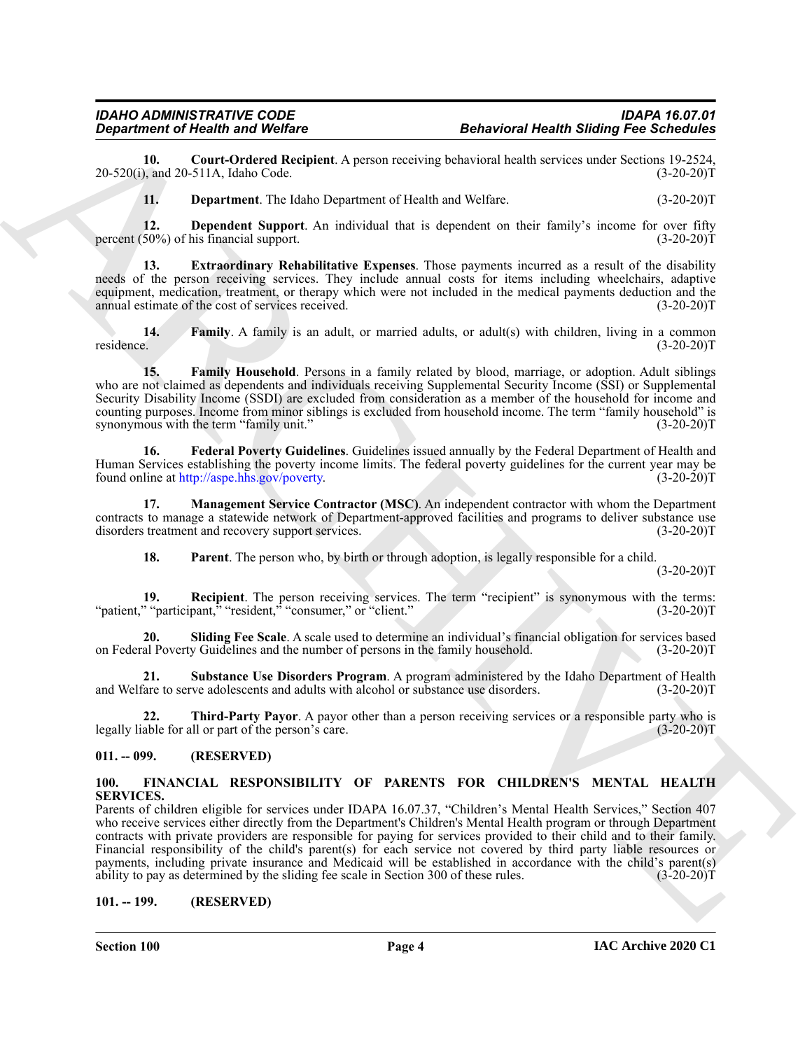**10. Court-Ordered Recipient**. A person receiving behavioral health services under Sections 19-2524, 20-520(i), and 20-511A, Idaho Code. (3-20-20)T

**11. Department**. The Idaho Department of Health and Welfare. (3-20-20)T

**12. Dependent Support**. An individual that is dependent on their family's income for over fifty percent (50%) of his financial support. (3-20-20)T

**13. Extraordinary Rehabilitative Expenses**. Those payments incurred as a result of the disability needs of the person receiving services. They include annual costs for items including wheelchairs, adaptive equipment, medication, treatment, or therapy which were not included in the medical payments deduction and the annual estimate of the cost of services received. (3-20-20)T

**14. Family**. A family is an adult, or married adults, or adult(s) with children, living in a common residence. (3-20-20)T

**15. Family Household**. Persons in a family related by blood, marriage, or adoption. Adult siblings who are not claimed as dependents and individuals receiving Supplemental Security Income (SSI) or Supplemental Security Disability Income (SSDI) are excluded from consideration as a member of the household for income and counting purposes. Income from minor siblings is excluded from household income. The term "family household" is synonymous with the term "family unit." (3-20-20)T

**16. Federal Poverty Guidelines**. Guidelines issued annually by the Federal Department of Health and Human Services establishing the poverty income limits. The federal poverty guidelines for the current year may be found online at http://aspe.hhs.gov/poverty. (3-20-20)T

**17. Management Service Contractor (MSC)**. An independent contractor with whom the Department contracts to manage a statewide network of Department-approved facilities and programs to deliver substance use disorders treatment and recovery support services. (3-20-20)T

**18. Parent**. The person who, by birth or through adoption, is legally responsible for a child. (3-20-20)T

**19. Recipient**. The person receiving services. The term "recipient" is synonymous with the terms: "patient," "participant," "resident," "consumer," or "client." (3-20-20)T

**20. Sliding Fee Scale**. A scale used to determine an individual's financial obligation for services based on Federal Poverty Guidelines and the number of persons in the family household. (3-20-20)T

**21. Substance Use Disorders Program**. A program administered by the Idaho Department of Health and Welfare to serve adolescents and adults with alcohol or substance use disorders. (3-20-20)T

**22. Third-Party Payor**. A payor other than a person receiving services or a responsible party who is legally liable for all or part of the person's care. (3-20-20)T

## 011. -- 099. (RESERVED)

## 100. FINANCIAL RESPONSIBILITY OF PARENTS FOR CHILDREN'S MENTAL HEALTH SERVICES.

Parents of children eligible for services under IDAPA 16.07.37, "Children's Mental Health Services," Section 407 who receive services either directly from the Department's Children's Mental Health program or through Department contracts with private providers are responsible for paying for services provided to their child and to their family. Financial responsibility of the child's parent(s) for each service not covered by third party liable resources or payments, including private insurance and Medicaid will be established in accordance with the child's parent(s) ability to pay as determined by the sliding fee scale in Section 300 of these rules. (3-20-20)T

## 101. -- 199. (RESERVED)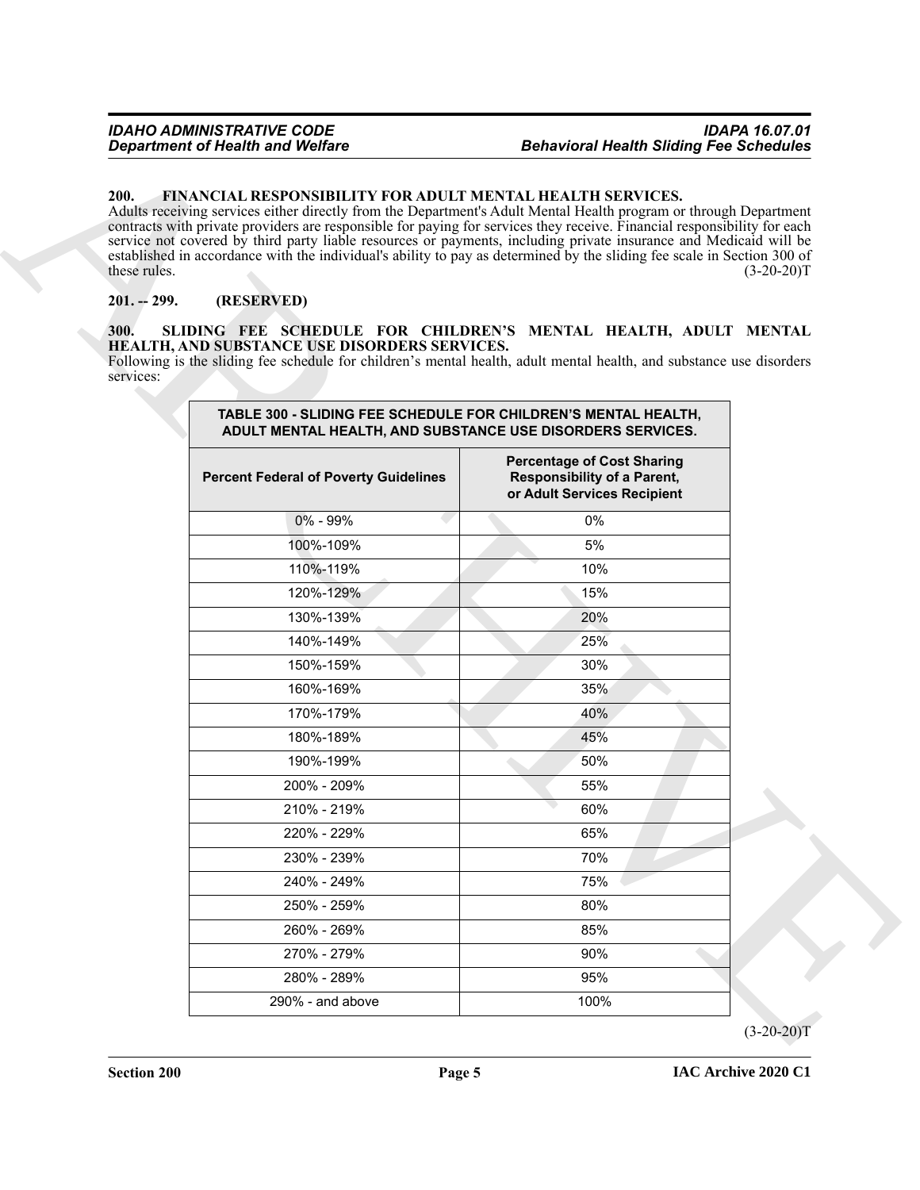### 200. FINANCIAL RESPONSIBILITY FOR ADULT MENTAL HEALTH SERVICES.

Adults receiving services either directly from the Department's Adult Mental Health program or through Department contracts with private providers are responsible for paying for services they receive. Financial responsibility for each service not covered by third party liable resources or payments, including private insurance and Medicaid will be established in accordance with the individual's ability to pay as determined by the sliding fee scale in Section 300 of these rules. (3-20-20)T

### 201. -- 299. (RESERVED)

### 300. SLIDING FEE SCHEDULE FOR CHILDREN'S MENTAL HEALTH, ADULT MENTAL HEALTH, AND SUBSTANCE USE DISORDERS SERVICES.

Following is the sliding fee schedule for children's mental health, adult mental health, and substance use disorders services:

| TABLE 300 - SLIDING FEE SCHEDULE FOR CHILDREN'S MENTAL HEALTH, ADULT MENTAL HEALTH, AND SUBSTANCE USE DISORDERS SERVICES. | |
|---|---|
| **Percent Federal of Poverty Guidelines** | **Percentage of Cost Sharing Responsibility of a Parent, or Adult Services Recipient** |
| 0% - 99% | 0% |
| 100%-109% | 5% |
| 110%-119% | 10% |
| 120%-129% | 15% |
| 130%-139% | 20% |
| 140%-149% | 25% |
| 150%-159% | 30% |
| 160%-169% | 35% |
| 170%-179% | 40% |
| 180%-189% | 45% |
| 190%-199% | 50% |
| 200% - 209% | 55% |
| 210% - 219% | 60% |
| 220% - 229% | 65% |
| 230% - 239% | 70% |
| 240% - 249% | 75% |
| 250% - 259% | 80% |
| 260% - 269% | 85% |
| 270% - 279% | 90% |
| 280% - 289% | 95% |
| 290% - and above | 100% |

(3-20-20)T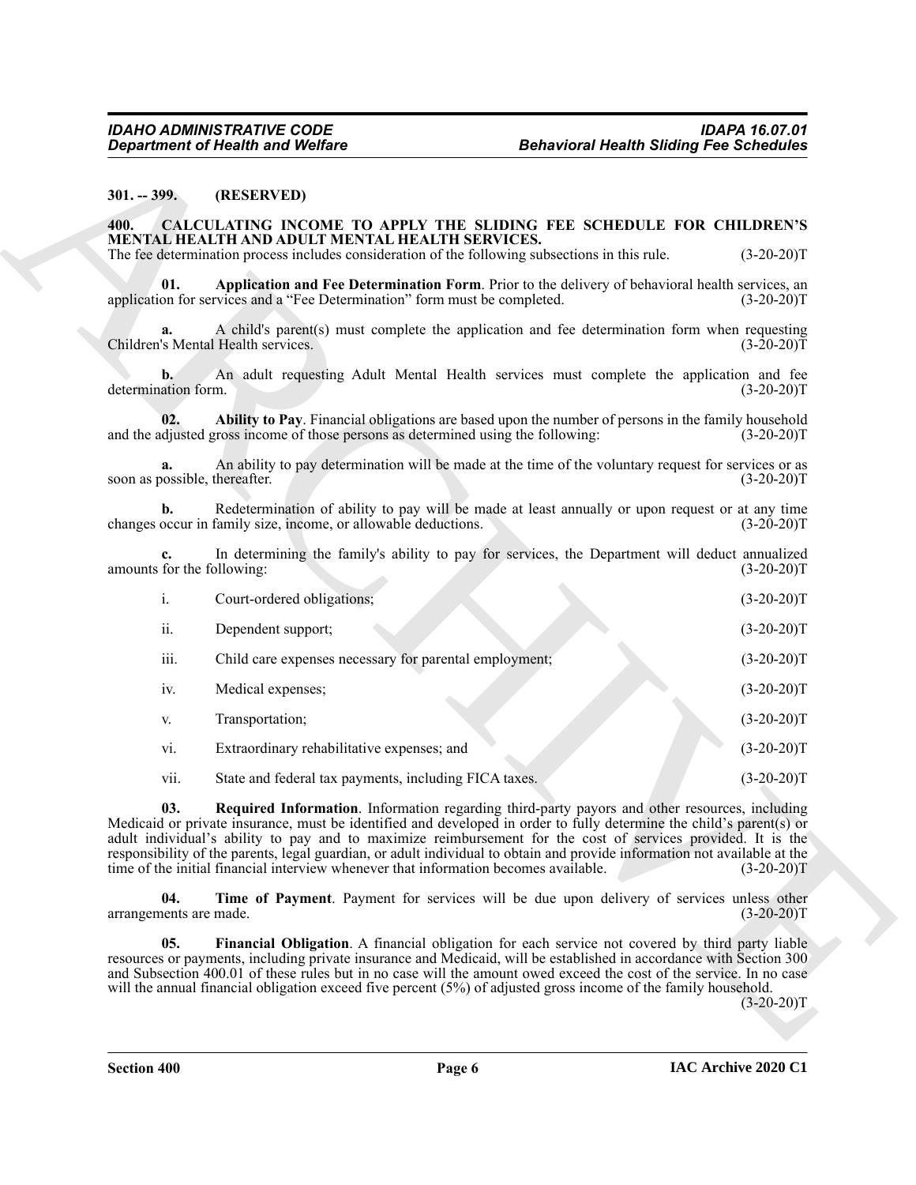**301. -- 399. (RESERVED)**

**400. CALCULATING INCOME TO APPLY THE SLIDING FEE SCHEDULE FOR CHILDREN'S MENTAL HEALTH AND ADULT MENTAL HEALTH SERVICES.**

The fee determination process includes consideration of the following subsections in this rule. (3-20-20)T

**01. Application and Fee Determination Form**. Prior to the delivery of behavioral health services, an application for services and a "Fee Determination" form must be completed. (3-20-20)T

**a.** A child's parent(s) must complete the application and fee determination form when requesting Children's Mental Health services. (3-20-20)T

**b.** An adult requesting Adult Mental Health services must complete the application and fee determination form. (3-20-20)T

**02. Ability to Pay**. Financial obligations are based upon the number of persons in the family household and the adjusted gross income of those persons as determined using the following: (3-20-20)T

**a.** An ability to pay determination will be made at the time of the voluntary request for services or as soon as possible, thereafter. (3-20-20)T

**b.** Redetermination of ability to pay will be made at least annually or upon request or at any time changes occur in family size, income, or allowable deductions. (3-20-20)T

**c.** In determining the family's ability to pay for services, the Department will deduct annualized amounts for the following: (3-20-20)T

i. Court-ordered obligations; (3-20-20)T

ii. Dependent support; (3-20-20)T

iii. Child care expenses necessary for parental employment; (3-20-20)T

iv. Medical expenses; (3-20-20)T

v. Transportation; (3-20-20)T

vi. Extraordinary rehabilitative expenses; and (3-20-20)T

vii. State and federal tax payments, including FICA taxes. (3-20-20)T

**03. Required Information**. Information regarding third-party payors and other resources, including Medicaid or private insurance, must be identified and developed in order to fully determine the child's parent(s) or adult individual's ability to pay and to maximize reimbursement for the cost of services provided. It is the responsibility of the parents, legal guardian, or adult individual to obtain and provide information not available at the time of the initial financial interview whenever that information becomes available. (3-20-20)T

**04. Time of Payment**. Payment for services will be due upon delivery of services unless other arrangements are made. (3-20-20)T

**05. Financial Obligation**. A financial obligation for each service not covered by third party liable resources or payments, including private insurance and Medicaid, will be established in accordance with Section 300 and Subsection 400.01 of these rules but in no case will the amount owed exceed the cost of the service. In no case will the annual financial obligation exceed five percent (5%) of adjusted gross income of the family household. (3-20-20)T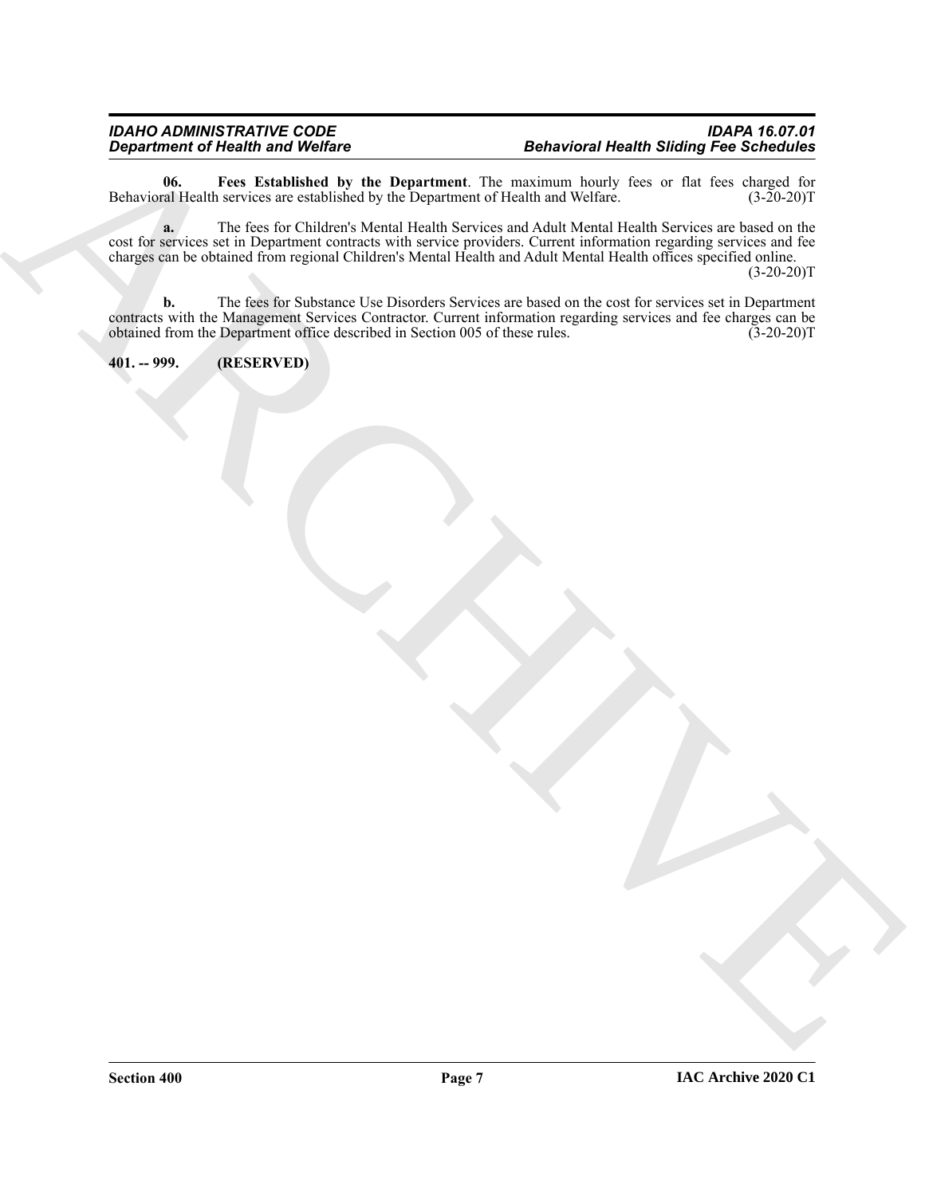**06. Fees Established by the Department**. The maximum hourly fees or flat fees charged for Behavioral Health services are established by the Department of Health and Welfare. (3-20-20)T

**a.** The fees for Children's Mental Health Services and Adult Mental Health Services are based on the cost for services set in Department contracts with service providers. Current information regarding services and fee charges can be obtained from regional Children's Mental Health and Adult Mental Health offices specified online. (3-20-20)T

**b.** The fees for Substance Use Disorders Services are based on the cost for services set in Department contracts with the Management Services Contractor. Current information regarding services and fee charges can be obtained from the Department office described in Section 005 of these rules. (3-20-20)T

**401. -- 999. (RESERVED)**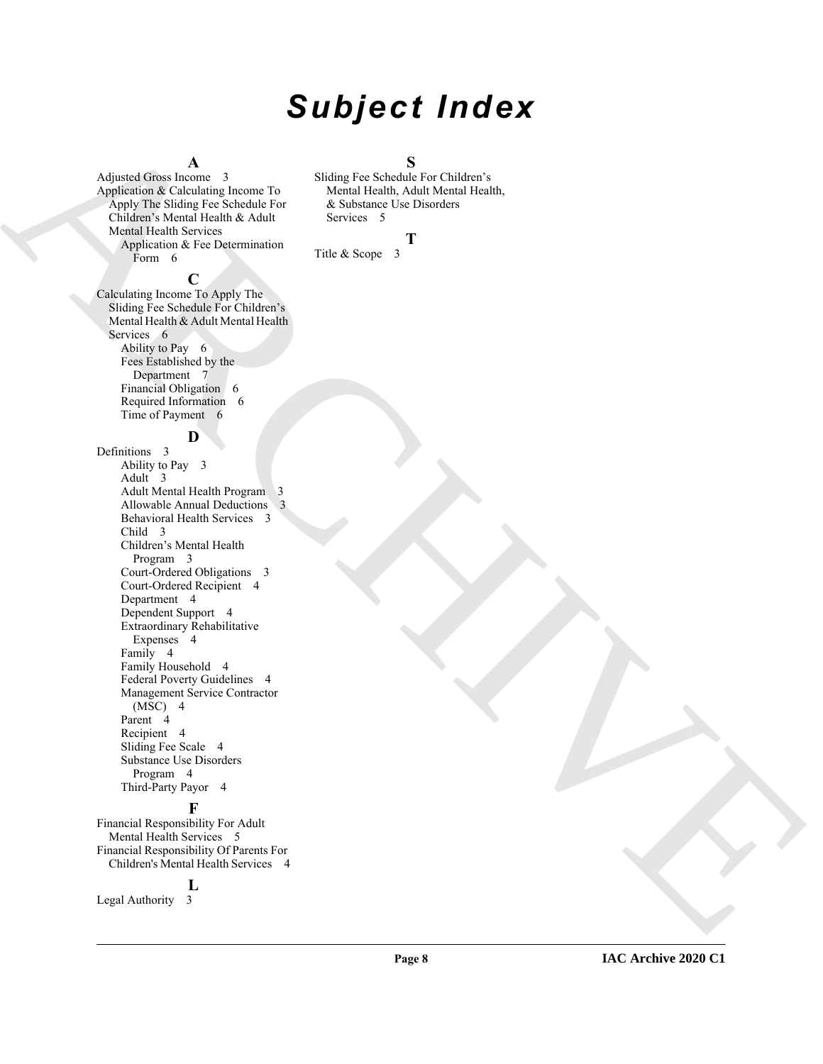# Subject Index

**A**

Adjusted Gross Income 3
Application & Calculating Income To Apply The Sliding Fee Schedule For Children's Mental Health & Adult Mental Health Services
- Application & Fee Determination Form 6

**C**

Calculating Income To Apply The Sliding Fee Schedule For Children's Mental Health & Adult Mental Health Services 6
- Ability to Pay 6
- Fees Established by the Department 7
- Financial Obligation 6
- Required Information 6
- Time of Payment 6

**D**

Definitions 3
- Ability to Pay 3
- Adult 3
- Adult Mental Health Program 3
- Allowable Annual Deductions 3
- Behavioral Health Services 3
- Child 3
- Children's Mental Health Program 3
- Court-Ordered Obligations 3
- Court-Ordered Recipient 4
- Department 4
- Dependent Support 4
- Extraordinary Rehabilitative Expenses 4
- Family 4
- Family Household 4
- Federal Poverty Guidelines 4
- Management Service Contractor (MSC) 4
- Parent 4
- Recipient 4
- Sliding Fee Scale 4
- Substance Use Disorders Program 4
- Third-Party Payor 4

**F**

Financial Responsibility For Adult Mental Health Services 5
Financial Responsibility Of Parents For Children's Mental Health Services 4

**L**

Legal Authority 3

**S**

Sliding Fee Schedule For Children's Mental Health, Adult Mental Health, & Substance Use Disorders Services 5

**T**

Title & Scope 3